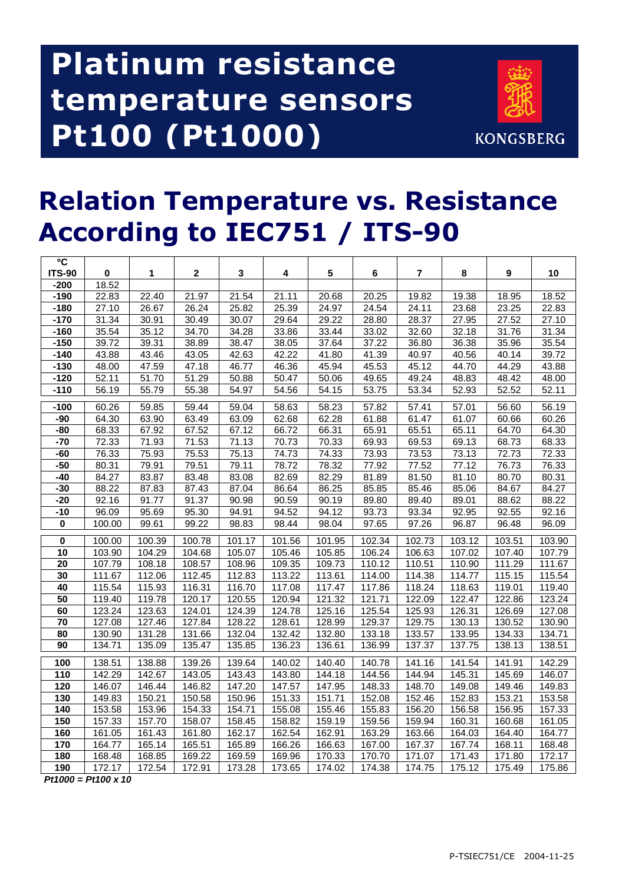# Platinum resistance temperature sensors Pt100 (Pt1000)

KONGSBERG

# Relation Temperature vs. Resistance According to IEC751 / ITS-90

| °C ITS-90 | 0 | 1 | 2 | 3 | 4 | 5 | 6 | 7 | 8 | 9 | 10 |
|---|---|---|---|---|---|---|---|---|---|---|---|
| -200 | 18.52 | | | | | | | | | | |
| -190 | 22.83 | 22.40 | 21.97 | 21.54 | 21.11 | 20.68 | 20.25 | 19.82 | 19.38 | 18.95 | 18.52 |
| -180 | 27.10 | 26.67 | 26.24 | 25.82 | 25.39 | 24.97 | 24.54 | 24.11 | 23.68 | 23.25 | 22.83 |
| -170 | 31.34 | 30.91 | 30.49 | 30.07 | 29.64 | 29.22 | 28.80 | 28.37 | 27.95 | 27.52 | 27.10 |
| -160 | 35.54 | 35.12 | 34.70 | 34.28 | 33.86 | 33.44 | 33.02 | 32.60 | 32.18 | 31.76 | 31.34 |
| -150 | 39.72 | 39.31 | 38.89 | 38.47 | 38.05 | 37.64 | 37.22 | 36.80 | 36.38 | 35.96 | 35.54 |
| -140 | 43.88 | 43.46 | 43.05 | 42.63 | 42.22 | 41.80 | 41.39 | 40.97 | 40.56 | 40.14 | 39.72 |
| -130 | 48.00 | 47.59 | 47.18 | 46.77 | 46.36 | 45.94 | 45.53 | 45.12 | 44.70 | 44.29 | 43.88 |
| -120 | 52.11 | 51.70 | 51.29 | 50.88 | 50.47 | 50.06 | 49.65 | 49.24 | 48.83 | 48.42 | 48.00 |
| -110 | 56.19 | 55.79 | 55.38 | 54.97 | 54.56 | 54.15 | 53.75 | 53.34 | 52.93 | 52.52 | 52.11 |
| -100 | 60.26 | 59.85 | 59.44 | 59.04 | 58.63 | 58.23 | 57.82 | 57.41 | 57.01 | 56.60 | 56.19 |
| -90 | 64.30 | 63.90 | 63.49 | 63.09 | 62.68 | 62.28 | 61.88 | 61.47 | 61.07 | 60.66 | 60.26 |
| -80 | 68.33 | 67.92 | 67.52 | 67.12 | 66.72 | 66.31 | 65.91 | 65.51 | 65.11 | 64.70 | 64.30 |
| -70 | 72.33 | 71.93 | 71.53 | 71.13 | 70.73 | 70.33 | 69.93 | 69.53 | 69.13 | 68.73 | 68.33 |
| -60 | 76.33 | 75.93 | 75.53 | 75.13 | 74.73 | 74.33 | 73.93 | 73.53 | 73.13 | 72.73 | 72.33 |
| -50 | 80.31 | 79.91 | 79.51 | 79.11 | 78.72 | 78.32 | 77.92 | 77.52 | 77.12 | 76.73 | 76.33 |
| -40 | 84.27 | 83.87 | 83.48 | 83.08 | 82.69 | 82.29 | 81.89 | 81.50 | 81.10 | 80.70 | 80.31 |
| -30 | 88.22 | 87.83 | 87.43 | 87.04 | 86.64 | 86.25 | 85.85 | 85.46 | 85.06 | 84.67 | 84.27 |
| -20 | 92.16 | 91.77 | 91.37 | 90.98 | 90.59 | 90.19 | 89.80 | 89.40 | 89.01 | 88.62 | 88.22 |
| -10 | 96.09 | 95.69 | 95.30 | 94.91 | 94.52 | 94.12 | 93.73 | 93.34 | 92.95 | 92.55 | 92.16 |
| 0 | 100.00 | 99.61 | 99.22 | 98.83 | 98.44 | 98.04 | 97.65 | 97.26 | 96.87 | 96.48 | 96.09 |
| 0 | 100.00 | 100.39 | 100.78 | 101.17 | 101.56 | 101.95 | 102.34 | 102.73 | 103.12 | 103.51 | 103.90 |
| 10 | 103.90 | 104.29 | 104.68 | 105.07 | 105.46 | 105.85 | 106.24 | 106.63 | 107.02 | 107.40 | 107.79 |
| 20 | 107.79 | 108.18 | 108.57 | 108.96 | 109.35 | 109.73 | 110.12 | 110.51 | 110.90 | 111.29 | 111.67 |
| 30 | 111.67 | 112.06 | 112.45 | 112.83 | 113.22 | 113.61 | 114.00 | 114.38 | 114.77 | 115.15 | 115.54 |
| 40 | 115.54 | 115.93 | 116.31 | 116.70 | 117.08 | 117.47 | 117.86 | 118.24 | 118.63 | 119.01 | 119.40 |
| 50 | 119.40 | 119.78 | 120.17 | 120.55 | 120.94 | 121.32 | 121.71 | 122.09 | 122.47 | 122.86 | 123.24 |
| 60 | 123.24 | 123.63 | 124.01 | 124.39 | 124.78 | 125.16 | 125.54 | 125.93 | 126.31 | 126.69 | 127.08 |
| 70 | 127.08 | 127.46 | 127.84 | 128.22 | 128.61 | 128.99 | 129.37 | 129.75 | 130.13 | 130.52 | 130.90 |
| 80 | 130.90 | 131.28 | 131.66 | 132.04 | 132.42 | 132.80 | 133.18 | 133.57 | 133.95 | 134.33 | 134.71 |
| 90 | 134.71 | 135.09 | 135.47 | 135.85 | 136.23 | 136.61 | 136.99 | 137.37 | 137.75 | 138.13 | 138.51 |
| 100 | 138.51 | 138.88 | 139.26 | 139.64 | 140.02 | 140.40 | 140.78 | 141.16 | 141.54 | 141.91 | 142.29 |
| 110 | 142.29 | 142.67 | 143.05 | 143.43 | 143.80 | 144.18 | 144.56 | 144.94 | 145.31 | 145.69 | 146.07 |
| 120 | 146.07 | 146.44 | 146.82 | 147.20 | 147.57 | 147.95 | 148.33 | 148.70 | 149.08 | 149.46 | 149.83 |
| 130 | 149.83 | 150.21 | 150.58 | 150.96 | 151.33 | 151.71 | 152.08 | 152.46 | 152.83 | 153.21 | 153.58 |
| 140 | 153.58 | 153.96 | 154.33 | 154.71 | 155.08 | 155.46 | 155.83 | 156.20 | 156.58 | 156.95 | 157.33 |
| 150 | 157.33 | 157.70 | 158.07 | 158.45 | 158.82 | 159.19 | 159.56 | 159.94 | 160.31 | 160.68 | 161.05 |
| 160 | 161.05 | 161.43 | 161.80 | 162.17 | 162.54 | 162.91 | 163.29 | 163.66 | 164.03 | 164.40 | 164.77 |
| 170 | 164.77 | 165.14 | 165.51 | 165.89 | 166.26 | 166.63 | 167.00 | 167.37 | 167.74 | 168.11 | 168.48 |
| 180 | 168.48 | 168.85 | 169.22 | 169.59 | 169.96 | 170.33 | 170.70 | 171.07 | 171.43 | 171.80 | 172.17 |
| 190 | 172.17 | 172.54 | 172.91 | 173.28 | 173.65 | 174.02 | 174.38 | 174.75 | 175.12 | 175.49 | 175.86 |

***Pt1000 = Pt100 x 10***

P-TSIEC751/CE 2004-11-25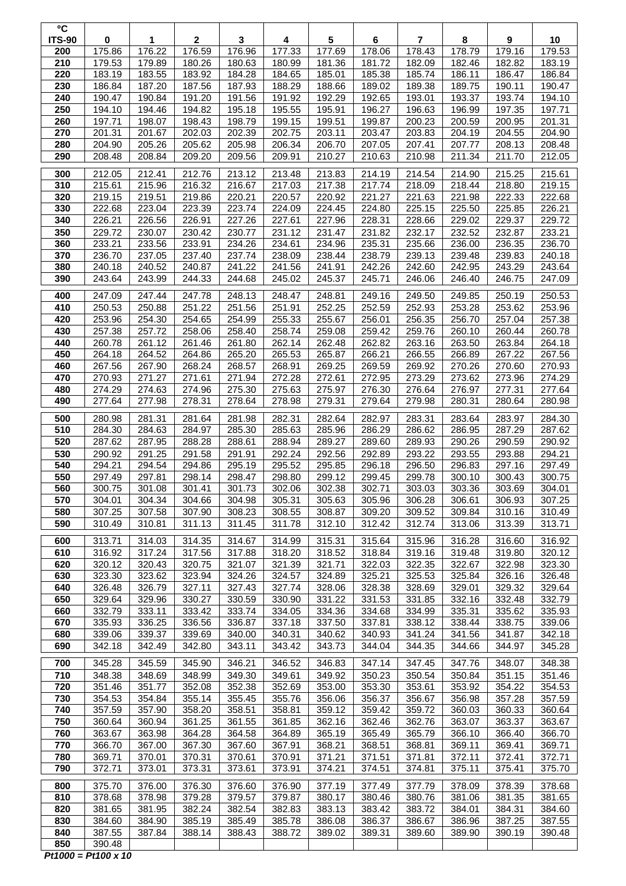| °C ITS-90 | 0 | 1 | 2 | 3 | 4 | 5 | 6 | 7 | 8 | 9 | 10 |
|---|---|---|---|---|---|---|---|---|---|---|---|
| 200 | 175.86 | 176.22 | 176.59 | 176.96 | 177.33 | 177.69 | 178.06 | 178.43 | 178.79 | 179.16 | 179.53 |
| 210 | 179.53 | 179.89 | 180.26 | 180.63 | 180.99 | 181.36 | 181.72 | 182.09 | 182.46 | 182.82 | 183.19 |
| 220 | 183.19 | 183.55 | 183.92 | 184.28 | 184.65 | 185.01 | 185.38 | 185.74 | 186.11 | 186.47 | 186.84 |
| 230 | 186.84 | 187.20 | 187.56 | 187.93 | 188.29 | 188.66 | 189.02 | 189.38 | 189.75 | 190.11 | 190.47 |
| 240 | 190.47 | 190.84 | 191.20 | 191.56 | 191.92 | 192.29 | 192.65 | 193.01 | 193.37 | 193.74 | 194.10 |
| 250 | 194.10 | 194.46 | 194.82 | 195.18 | 195.55 | 195.91 | 196.27 | 196.63 | 196.99 | 197.35 | 197.71 |
| 260 | 197.71 | 198.07 | 198.43 | 198.79 | 199.15 | 199.51 | 199.87 | 200.23 | 200.59 | 200.95 | 201.31 |
| 270 | 201.31 | 201.67 | 202.03 | 202.39 | 202.75 | 203.11 | 203.47 | 203.83 | 204.19 | 204.55 | 204.90 |
| 280 | 204.90 | 205.26 | 205.62 | 205.98 | 206.34 | 206.70 | 207.05 | 207.41 | 207.77 | 208.13 | 208.48 |
| 290 | 208.48 | 208.84 | 209.20 | 209.56 | 209.91 | 210.27 | 210.63 | 210.98 | 211.34 | 211.70 | 212.05 |
| 300 | 212.05 | 212.41 | 212.76 | 213.12 | 213.48 | 213.83 | 214.19 | 214.54 | 214.90 | 215.25 | 215.61 |
| 310 | 215.61 | 215.96 | 216.32 | 216.67 | 217.03 | 217.38 | 217.74 | 218.09 | 218.44 | 218.80 | 219.15 |
| 320 | 219.15 | 219.51 | 219.86 | 220.21 | 220.57 | 220.92 | 221.27 | 221.63 | 221.98 | 222.33 | 222.68 |
| 330 | 222.68 | 223.04 | 223.39 | 223.74 | 224.09 | 224.45 | 224.80 | 225.15 | 225.50 | 225.85 | 226.21 |
| 340 | 226.21 | 226.56 | 226.91 | 227.26 | 227.61 | 227.96 | 228.31 | 228.66 | 229.02 | 229.37 | 229.72 |
| 350 | 229.72 | 230.07 | 230.42 | 230.77 | 231.12 | 231.47 | 231.82 | 232.17 | 232.52 | 232.87 | 233.21 |
| 360 | 233.21 | 233.56 | 233.91 | 234.26 | 234.61 | 234.96 | 235.31 | 235.66 | 236.00 | 236.35 | 236.70 |
| 370 | 236.70 | 237.05 | 237.40 | 237.74 | 238.09 | 238.44 | 238.79 | 239.13 | 239.48 | 239.83 | 240.18 |
| 380 | 240.18 | 240.52 | 240.87 | 241.22 | 241.56 | 241.91 | 242.26 | 242.60 | 242.95 | 243.29 | 243.64 |
| 390 | 243.64 | 243.99 | 244.33 | 244.68 | 245.02 | 245.37 | 245.71 | 246.06 | 246.40 | 246.75 | 247.09 |
| 400 | 247.09 | 247.44 | 247.78 | 248.13 | 248.47 | 248.81 | 249.16 | 249.50 | 249.85 | 250.19 | 250.53 |
| 410 | 250.53 | 250.88 | 251.22 | 251.56 | 251.91 | 252.25 | 252.59 | 252.93 | 253.28 | 253.62 | 253.96 |
| 420 | 253.96 | 254.30 | 254.65 | 254.99 | 255.33 | 255.67 | 256.01 | 256.35 | 256.70 | 257.04 | 257.38 |
| 430 | 257.38 | 257.72 | 258.06 | 258.40 | 258.74 | 259.08 | 259.42 | 259.76 | 260.10 | 260.44 | 260.78 |
| 440 | 260.78 | 261.12 | 261.46 | 261.80 | 262.14 | 262.48 | 262.82 | 263.16 | 263.50 | 263.84 | 264.18 |
| 450 | 264.18 | 264.52 | 264.86 | 265.20 | 265.53 | 265.87 | 266.21 | 266.55 | 266.89 | 267.22 | 267.56 |
| 460 | 267.56 | 267.90 | 268.24 | 268.57 | 268.91 | 269.25 | 269.59 | 269.92 | 270.26 | 270.60 | 270.93 |
| 470 | 270.93 | 271.27 | 271.61 | 271.94 | 272.28 | 272.61 | 272.95 | 273.29 | 273.62 | 273.96 | 274.29 |
| 480 | 274.29 | 274.63 | 274.96 | 275.30 | 275.63 | 275.97 | 276.30 | 276.64 | 276.97 | 277.31 | 277.64 |
| 490 | 277.64 | 277.98 | 278.31 | 278.64 | 278.98 | 279.31 | 279.64 | 279.98 | 280.31 | 280.64 | 280.98 |
| 500 | 280.98 | 281.31 | 281.64 | 281.98 | 282.31 | 282.64 | 282.97 | 283.31 | 283.64 | 283.97 | 284.30 |
| 510 | 284.30 | 284.63 | 284.97 | 285.30 | 285.63 | 285.96 | 286.29 | 286.62 | 286.95 | 287.29 | 287.62 |
| 520 | 287.62 | 287.95 | 288.28 | 288.61 | 288.94 | 289.27 | 289.60 | 289.93 | 290.26 | 290.59 | 290.92 |
| 530 | 290.92 | 291.25 | 291.58 | 291.91 | 292.24 | 292.56 | 292.89 | 293.22 | 293.55 | 293.88 | 294.21 |
| 540 | 294.21 | 294.54 | 294.86 | 295.19 | 295.52 | 295.85 | 296.18 | 296.50 | 296.83 | 297.16 | 297.49 |
| 550 | 297.49 | 297.81 | 298.14 | 298.47 | 298.80 | 299.12 | 299.45 | 299.78 | 300.10 | 300.43 | 300.75 |
| 560 | 300.75 | 301.08 | 301.41 | 301.73 | 302.06 | 302.38 | 302.71 | 303.03 | 303.36 | 303.69 | 304.01 |
| 570 | 304.01 | 304.34 | 304.66 | 304.98 | 305.31 | 305.63 | 305.96 | 306.28 | 306.61 | 306.93 | 307.25 |
| 580 | 307.25 | 307.58 | 307.90 | 308.23 | 308.55 | 308.87 | 309.20 | 309.52 | 309.84 | 310.16 | 310.49 |
| 590 | 310.49 | 310.81 | 311.13 | 311.45 | 311.78 | 312.10 | 312.42 | 312.74 | 313.06 | 313.39 | 313.71 |
| 600 | 313.71 | 314.03 | 314.35 | 314.67 | 314.99 | 315.31 | 315.64 | 315.96 | 316.28 | 316.60 | 316.92 |
| 610 | 316.92 | 317.24 | 317.56 | 317.88 | 318.20 | 318.52 | 318.84 | 319.16 | 319.48 | 319.80 | 320.12 |
| 620 | 320.12 | 320.43 | 320.75 | 321.07 | 321.39 | 321.71 | 322.03 | 322.35 | 322.67 | 322.98 | 323.30 |
| 630 | 323.30 | 323.62 | 323.94 | 324.26 | 324.57 | 324.89 | 325.21 | 325.53 | 325.84 | 326.16 | 326.48 |
| 640 | 326.48 | 326.79 | 327.11 | 327.43 | 327.74 | 328.06 | 328.38 | 328.69 | 329.01 | 329.32 | 329.64 |
| 650 | 329.64 | 329.96 | 330.27 | 330.59 | 330.90 | 331.22 | 331.53 | 331.85 | 332.16 | 332.48 | 332.79 |
| 660 | 332.79 | 333.11 | 333.42 | 333.74 | 334.05 | 334.36 | 334.68 | 334.99 | 335.31 | 335.62 | 335.93 |
| 670 | 335.93 | 336.25 | 336.56 | 336.87 | 337.18 | 337.50 | 337.81 | 338.12 | 338.44 | 338.75 | 339.06 |
| 680 | 339.06 | 339.37 | 339.69 | 340.00 | 340.31 | 340.62 | 340.93 | 341.24 | 341.56 | 341.87 | 342.18 |
| 690 | 342.18 | 342.49 | 342.80 | 343.11 | 343.42 | 343.73 | 344.04 | 344.35 | 344.66 | 344.97 | 345.28 |
| 700 | 345.28 | 345.59 | 345.90 | 346.21 | 346.52 | 346.83 | 347.14 | 347.45 | 347.76 | 348.07 | 348.38 |
| 710 | 348.38 | 348.69 | 348.99 | 349.30 | 349.61 | 349.92 | 350.23 | 350.54 | 350.84 | 351.15 | 351.46 |
| 720 | 351.46 | 351.77 | 352.08 | 352.38 | 352.69 | 353.00 | 353.30 | 353.61 | 353.92 | 354.22 | 354.53 |
| 730 | 354.53 | 354.84 | 355.14 | 355.45 | 355.76 | 356.06 | 356.37 | 356.67 | 356.98 | 357.28 | 357.59 |
| 740 | 357.59 | 357.90 | 358.20 | 358.51 | 358.81 | 359.12 | 359.42 | 359.72 | 360.03 | 360.33 | 360.64 |
| 750 | 360.64 | 360.94 | 361.25 | 361.55 | 361.85 | 362.16 | 362.46 | 362.76 | 363.07 | 363.37 | 363.67 |
| 760 | 363.67 | 363.98 | 364.28 | 364.58 | 364.89 | 365.19 | 365.49 | 365.79 | 366.10 | 366.40 | 366.70 |
| 770 | 366.70 | 367.00 | 367.30 | 367.60 | 367.91 | 368.21 | 368.51 | 368.81 | 369.11 | 369.41 | 369.71 |
| 780 | 369.71 | 370.01 | 370.31 | 370.61 | 370.91 | 371.21 | 371.51 | 371.81 | 372.11 | 372.41 | 372.71 |
| 790 | 372.71 | 373.01 | 373.31 | 373.61 | 373.91 | 374.21 | 374.51 | 374.81 | 375.11 | 375.41 | 375.70 |
| 800 | 375.70 | 376.00 | 376.30 | 376.60 | 376.90 | 377.19 | 377.49 | 377.79 | 378.09 | 378.39 | 378.68 |
| 810 | 378.68 | 378.98 | 379.28 | 379.57 | 379.87 | 380.17 | 380.46 | 380.76 | 381.06 | 381.35 | 381.65 |
| 820 | 381.65 | 381.95 | 382.24 | 382.54 | 382.83 | 383.13 | 383.42 | 383.72 | 384.01 | 384.31 | 384.60 |
| 830 | 384.60 | 384.90 | 385.19 | 385.49 | 385.78 | 386.08 | 386.37 | 386.67 | 386.96 | 387.25 | 387.55 |
| 840 | 387.55 | 387.84 | 388.14 | 388.43 | 388.72 | 389.02 | 389.31 | 389.60 | 389.90 | 390.19 | 390.48 |
| 850 | 390.48 | | | | | | | | | | |

***Pt1000 = Pt100 x 10***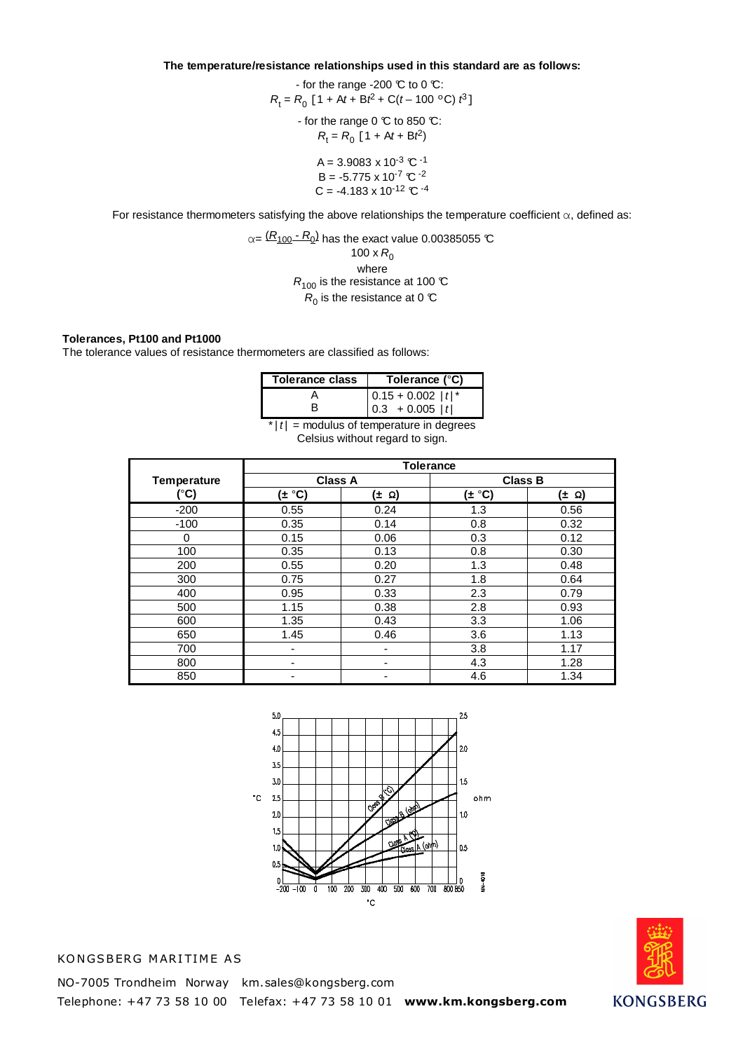**The temperature/resistance relationships used in this standard are as follows:**

- for the range -200 °C to 0 °C:

$$R_t = R_0\,[1 + At + Bt^2 + C(t - 100\ °C)\,t^3]$$

- for the range 0 °C to 850 °C:

$$R_t = R_0\,[1 + At + Bt^2]$$

$$A = 3.9083 \times 10^{-3}\ °C^{-1}$$
$$B = -5.775 \times 10^{-7}\ °C^{-2}$$
$$C = -4.183 \times 10^{-12}\ °C^{-4}$$

For resistance thermometers satisfying the above relationships the temperature coefficient $\alpha$, defined as:

$$\alpha = \frac{(R_{100} - R_0)}{100 \times R_0}$$ has the exact value 0.00385055 °C

where

$R_{100}$ is the resistance at 100 °C

$R_0$ is the resistance at 0 °C

**Tolerances, Pt100 and Pt1000**

The tolerance values of resistance thermometers are classified as follows:

| Tolerance class | Tolerance (°C) |
|---|---|
| A | $0.15 + 0.002\ \lvert t \rvert$ * |
| B | $0.3\ \ + 0.005\ \lvert t \rvert$ |

* $\lvert t \rvert$ = modulus of temperature in degrees Celsius without regard to sign.

| Temperature (°C) | Tolerance | | | |
|---|---|---|---|---|
| | Class A | | Class B | |
| | (± °C) | (± Ω) | (± °C) | (± Ω) |
| -200 | 0.55 | 0.24 | 1.3 | 0.56 |
| -100 | 0.35 | 0.14 | 0.8 | 0.32 |
| 0 | 0.15 | 0.06 | 0.3 | 0.12 |
| 100 | 0.35 | 0.13 | 0.8 | 0.30 |
| 200 | 0.55 | 0.20 | 1.3 | 0.48 |
| 300 | 0.75 | 0.27 | 1.8 | 0.64 |
| 400 | 0.95 | 0.33 | 2.3 | 0.79 |
| 500 | 1.15 | 0.38 | 2.8 | 0.93 |
| 600 | 1.35 | 0.43 | 3.3 | 1.06 |
| 650 | 1.45 | 0.46 | 3.6 | 1.13 |
| 700 | - | - | 3.8 | 1.17 |
| 800 | - | - | 4.3 | 1.28 |
| 850 | - | - | 4.6 | 1.34 |

°C
5.0
4.5
4.0
3.5
3.0
2.5
2.0
1.5
1.0
0.5
0
-200 -100 0 100 200 300 400 500 600 700 800 850
°C
ohm
2.5
2.0
1.5
1.0
0.5
0
Class B (°C)
Class B (ohm)
Class A (°C)
Class A (ohm)